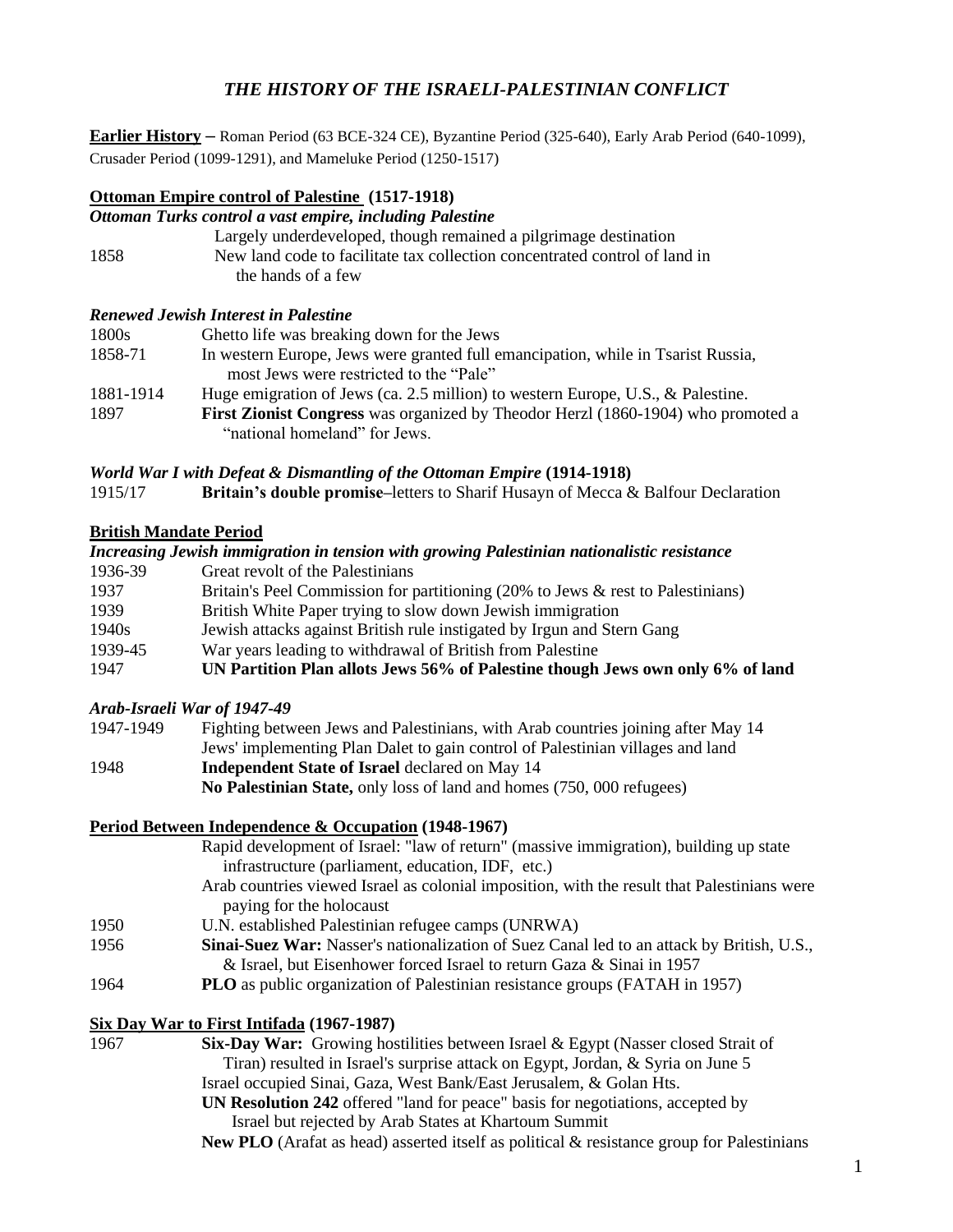# *THE HISTORY OF THE ISRAELI-PALESTINIAN CONFLICT*

**Earlier History** – Roman Period (63 BCE-324 CE), Byzantine Period (325-640), Early Arab Period (640-1099), Crusader Period (1099-1291), and Mameluke Period (1250-1517)

## Ottoman Empire control of Palestine (1517-1918)

### *Ottoman Turks control a vast empire, including Palestine*

| | |
|---|---|
| | Largely underdeveloped, though remained a pilgrimage destination |
| 1858 | New land code to facilitate tax collection concentrated control of land in the hands of a few |

### *Renewed Jewish Interest in Palestine*

| | |
|---|---|
| 1800s | Ghetto life was breaking down for the Jews |
| 1858-71 | In western Europe, Jews were granted full emancipation, while in Tsarist Russia, most Jews were restricted to the "Pale" |
| 1881-1914 | Huge emigration of Jews (ca. 2.5 million) to western Europe, U.S., & Palestine. |
| 1897 | **First Zionist Congress** was organized by Theodor Herzl (1860-1904) who promoted a "national homeland" for Jews. |

### *World War I with Defeat & Dismantling of the Ottoman Empire* (1914-1918)

| | |
|---|---|
| 1915/17 | **Britain's double promise**–letters to Sharif Husayn of Mecca & Balfour Declaration |

## British Mandate Period

### *Increasing Jewish immigration in tension with growing Palestinian nationalistic resistance*

| | |
|---|---|
| 1936-39 | Great revolt of the Palestinians |
| 1937 | Britain's Peel Commission for partitioning (20% to Jews & rest to Palestinians) |
| 1939 | British White Paper trying to slow down Jewish immigration |
| 1940s | Jewish attacks against British rule instigated by Irgun and Stern Gang |
| 1939-45 | War years leading to withdrawal of British from Palestine |
| 1947 | **UN Partition Plan allots Jews 56% of Palestine though Jews own only 6% of land** |

### *Arab-Israeli War of 1947-49*

| | |
|---|---|
| 1947-1949 | Fighting between Jews and Palestinians, with Arab countries joining after May 14<br>Jews' implementing Plan Dalet to gain control of Palestinian villages and land |
| 1948 | **Independent State of Israel** declared on May 14<br>**No Palestinian State,** only loss of land and homes (750, 000 refugees) |

## Period Between Independence & Occupation (1948-1967)

| | |
|---|---|
| | Rapid development of Israel: "law of return" (massive immigration), building up state infrastructure (parliament, education, IDF, etc.)<br>Arab countries viewed Israel as colonial imposition, with the result that Palestinians were paying for the holocaust |
| 1950 | U.N. established Palestinian refugee camps (UNRWA) |
| 1956 | **Sinai-Suez War:** Nasser's nationalization of Suez Canal led to an attack by British, U.S., & Israel, but Eisenhower forced Israel to return Gaza & Sinai in 1957 |
| 1964 | **PLO** as public organization of Palestinian resistance groups (FATAH in 1957) |

## Six Day War to First Intifada (1967-1987)

| | |
|---|---|
| 1967 | **Six-Day War:** Growing hostilities between Israel & Egypt (Nasser closed Strait of Tiran) resulted in Israel's surprise attack on Egypt, Jordan, & Syria on June 5<br>Israel occupied Sinai, Gaza, West Bank/East Jerusalem, & Golan Hts.<br>**UN Resolution 242** offered "land for peace" basis for negotiations, accepted by Israel but rejected by Arab States at Khartoum Summit<br>**New PLO** (Arafat as head) asserted itself as political & resistance group for Palestinians |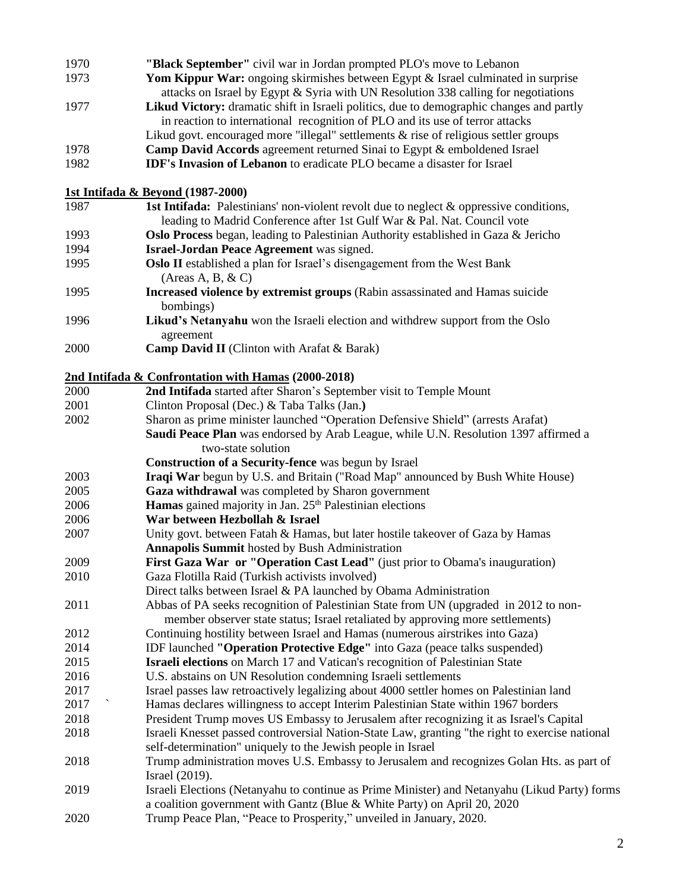| | |
|---|---|
| 1970 | **"Black September"** civil war in Jordan prompted PLO's move to Lebanon |
| 1973 | **Yom Kippur War:** ongoing skirmishes between Egypt & Israel culminated in surprise attacks on Israel by Egypt & Syria with UN Resolution 338 calling for negotiations |
| 1977 | **Likud Victory:** dramatic shift in Israeli politics, due to demographic changes and partly in reaction to international recognition of PLO and its use of terror attacks<br>Likud govt. encouraged more "illegal" settlements & rise of religious settler groups |
| 1978 | **Camp David Accords** agreement returned Sinai to Egypt & emboldened Israel |
| 1982 | **IDF's Invasion of Lebanon** to eradicate PLO became a disaster for Israel |

**1st Intifada & Beyond (1987-2000)**

| | |
|---|---|
| 1987 | **1st Intifada:** Palestinians' non-violent revolt due to neglect & oppressive conditions, leading to Madrid Conference after 1st Gulf War & Pal. Nat. Council vote |
| 1993 | **Oslo Process** began, leading to Palestinian Authority established in Gaza & Jericho |
| 1994 | **Israel-Jordan Peace Agreement** was signed. |
| 1995 | **Oslo II** established a plan for Israel's disengagement from the West Bank (Areas A, B, & C) |
| 1995 | **Increased violence by extremist groups** (Rabin assassinated and Hamas suicide bombings) |
| 1996 | **Likud's Netanyahu** won the Israeli election and withdrew support from the Oslo agreement |
| 2000 | **Camp David II** (Clinton with Arafat & Barak) |

**2nd Intifada & Confrontation with Hamas (2000-2018)**

| | |
|---|---|
| 2000 | **2nd Intifada** started after Sharon's September visit to Temple Mount |
| 2001 | Clinton Proposal (Dec.) & Taba Talks (Jan.**)** |
| 2002 | Sharon as prime minister launched "Operation Defensive Shield" (arrests Arafat)<br>**Saudi Peace Plan** was endorsed by Arab League, while U.N. Resolution 1397 affirmed a two-state solution<br>**Construction of a Security-fence** was begun by Israel |
| 2003 | **Iraqi War** begun by U.S. and Britain ("Road Map" announced by Bush White House) |
| 2005 | **Gaza withdrawal** was completed by Sharon government |
| 2006 | **Hamas** gained majority in Jan. 25th Palestinian elections |
| 2006 | **War between Hezbollah & Israel** |
| 2007 | Unity govt. between Fatah & Hamas, but later hostile takeover of Gaza by Hamas<br>**Annapolis Summit** hosted by Bush Administration |
| 2009 | **First Gaza War or "Operation Cast Lead"** (just prior to Obama's inauguration) |
| 2010 | Gaza Flotilla Raid (Turkish activists involved)<br>Direct talks between Israel & PA launched by Obama Administration |
| 2011 | Abbas of PA seeks recognition of Palestinian State from UN (upgraded in 2012 to non-member observer state status; Israel retaliated by approving more settlements) |
| 2012 | Continuing hostility between Israel and Hamas (numerous airstrikes into Gaza) |
| 2014 | IDF launched **"Operation Protective Edge"** into Gaza (peace talks suspended) |
| 2015 | **Israeli elections** on March 17 and Vatican's recognition of Palestinian State |
| 2016 | U.S. abstains on UN Resolution condemning Israeli settlements |
| 2017 | Israel passes law retroactively legalizing about 4000 settler homes on Palestinian land |
| 2017 | Hamas declares willingness to accept Interim Palestinian State within 1967 borders |
| 2018 | President Trump moves US Embassy to Jerusalem after recognizing it as Israel's Capital |
| 2018 | Israeli Knesset passed controversial Nation-State Law, granting "the right to exercise national self-determination" uniquely to the Jewish people in Israel |
| 2018 | Trump administration moves U.S. Embassy to Jerusalem and recognizes Golan Hts. as part of Israel (2019). |
| 2019 | Israeli Elections (Netanyahu to continue as Prime Minister) and Netanyahu (Likud Party) forms a coalition government with Gantz (Blue & White Party) on April 20, 2020 |
| 2020 | Trump Peace Plan, "Peace to Prosperity," unveiled in January, 2020. |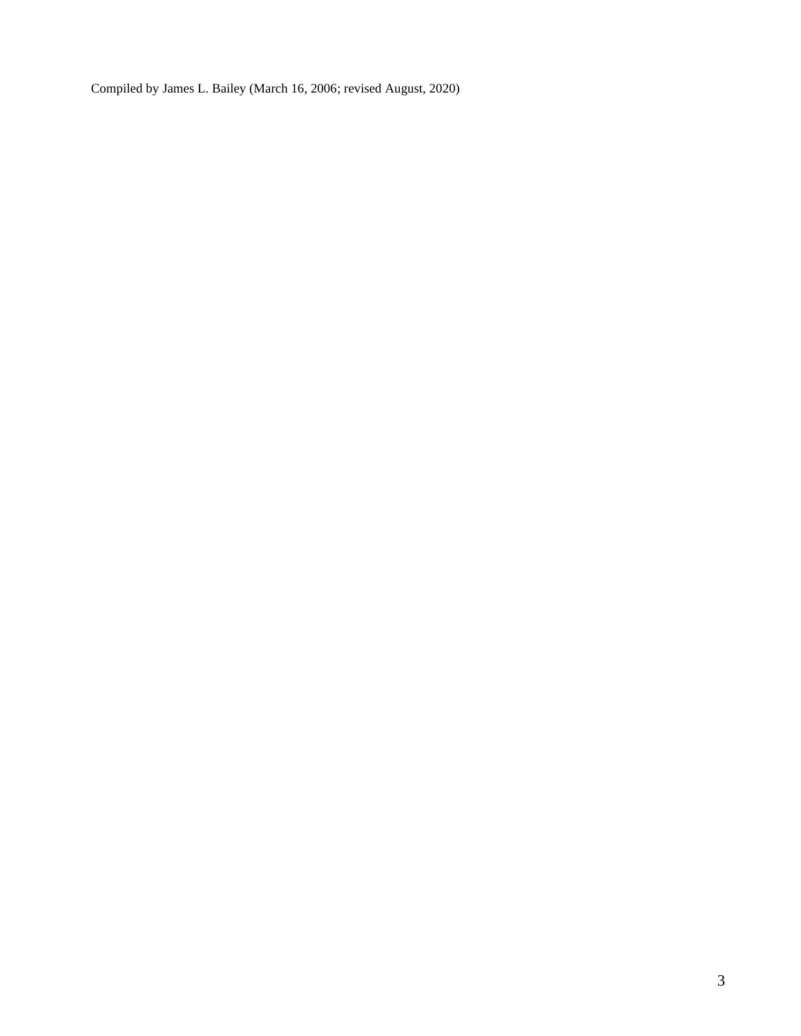Compiled by James L. Bailey (March 16, 2006; revised August, 2020)